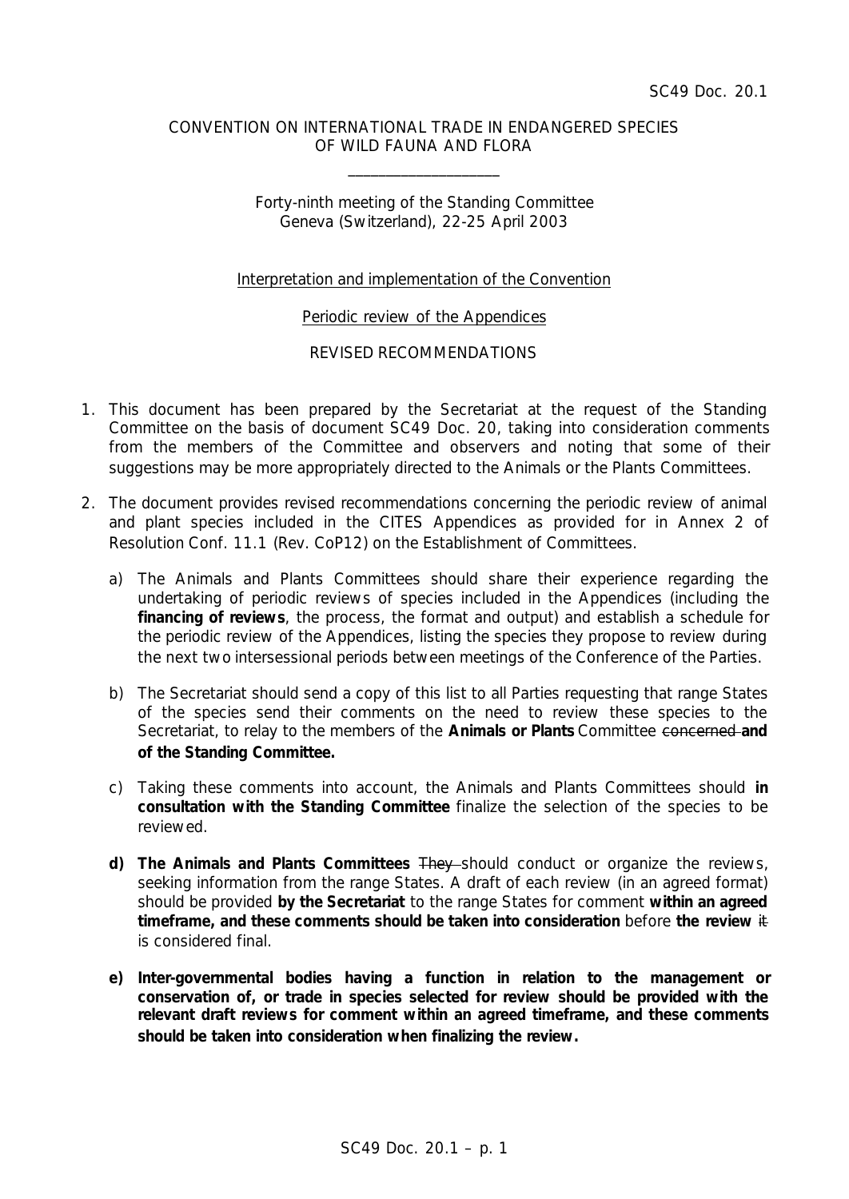SC49 Doc. 20.1

CONVENTION ON INTERNATIONAL TRADE IN ENDANGERED SPECIES OF WILD FAUNA AND FLORA

\_\_\_\_\_\_\_\_\_\_\_\_\_\_\_\_\_\_\_\_

Forty-ninth meeting of the Standing Committee
Geneva (Switzerland), 22-25 April 2003

Interpretation and implementation of the Convention

Periodic review of the Appendices

REVISED RECOMMENDATIONS

1. This document has been prepared by the Secretariat at the request of the Standing Committee on the basis of document SC49 Doc. 20, taking into consideration comments from the members of the Committee and observers and noting that some of their suggestions may be more appropriately directed to the Animals or the Plants Committees.

2. The document provides revised recommendations concerning the periodic review of animal and plant species included in the CITES Appendices as provided for in Annex 2 of Resolution Conf. 11.1 (Rev. CoP12) on the Establishment of Committees.

   a) The Animals and Plants Committees should share their experience regarding the undertaking of periodic reviews of species included in the Appendices (including the **financing of reviews**, the process, the format and output) and establish a schedule for the periodic review of the Appendices, listing the species they propose to review during the next two intersessional periods between meetings of the Conference of the Parties.

   b) The Secretariat should send a copy of this list to all Parties requesting that range States of the species send their comments on the need to review these species to the Secretariat, to relay to the members of the **Animals or Plants** Committee ~~concerned~~ **and of the Standing Committee.**

   c) Taking these comments into account, the Animals and Plants Committees should **in consultation with the Standing Committee** finalize the selection of the species to be reviewed.

   **d) The Animals and Plants Committees** ~~They~~ should conduct or organize the reviews, seeking information from the range States. A draft of each review (in an agreed format) should be provided **by the Secretariat** to the range States for comment **within an agreed timeframe, and these comments should be taken into consideration** before **the review** ~~it~~ is considered final.

   **e) Inter-governmental bodies having a function in relation to the management or conservation of, or trade in species selected for review should be provided with the relevant draft reviews for comment within an agreed timeframe, and these comments should be taken into consideration when finalizing the review.**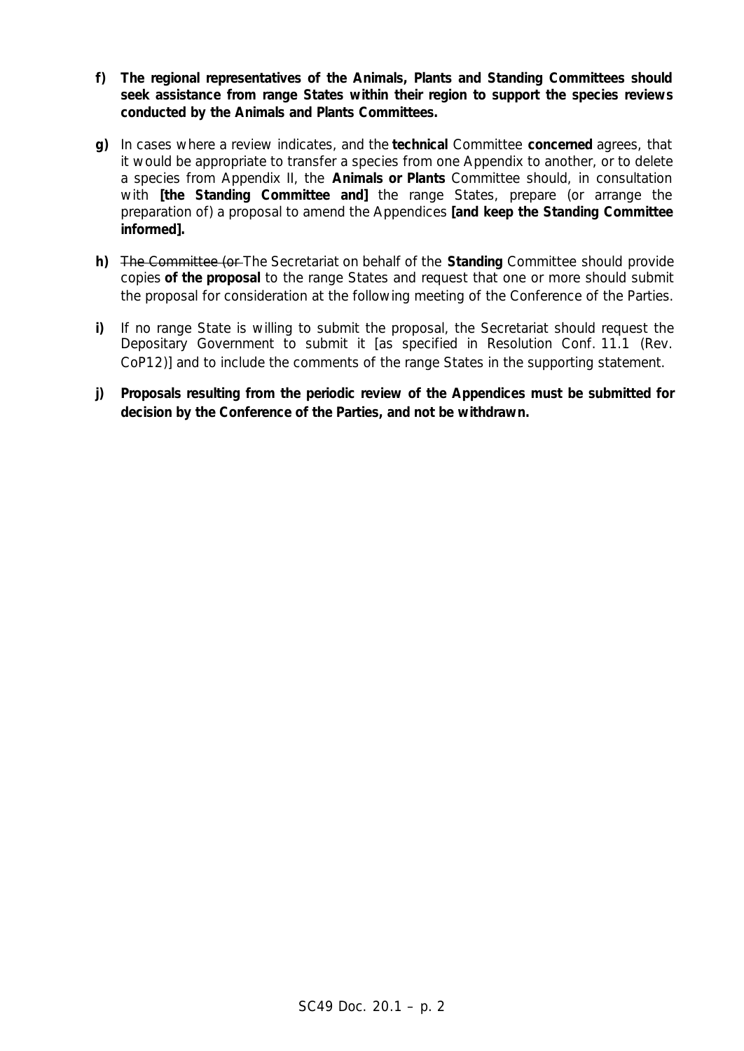**f) The regional representatives of the Animals, Plants and Standing Committees should seek assistance from range States within their region to support the species reviews conducted by the Animals and Plants Committees.**

**g)** In cases where a review indicates, and the **technical** Committee **concerned** agrees, that it would be appropriate to transfer a species from one Appendix to another, or to delete a species from Appendix II, the **Animals or Plants** Committee should, in consultation with **[the Standing Committee and]** the range States, prepare (or arrange the preparation of) a proposal to amend the Appendices **[and keep the Standing Committee informed].**

**h)** ~~The Committee (or~~ The Secretariat on behalf of the **Standing** Committee should provide copies **of the proposal** to the range States and request that one or more should submit the proposal for consideration at the following meeting of the Conference of the Parties.

**i)** If no range State is willing to submit the proposal, the Secretariat should request the Depositary Government to submit it [as specified in Resolution Conf. 11.1 (Rev. CoP12)] and to include the comments of the range States in the supporting statement.

**j) Proposals resulting from the periodic review of the Appendices must be submitted for decision by the Conference of the Parties, and not be withdrawn.**